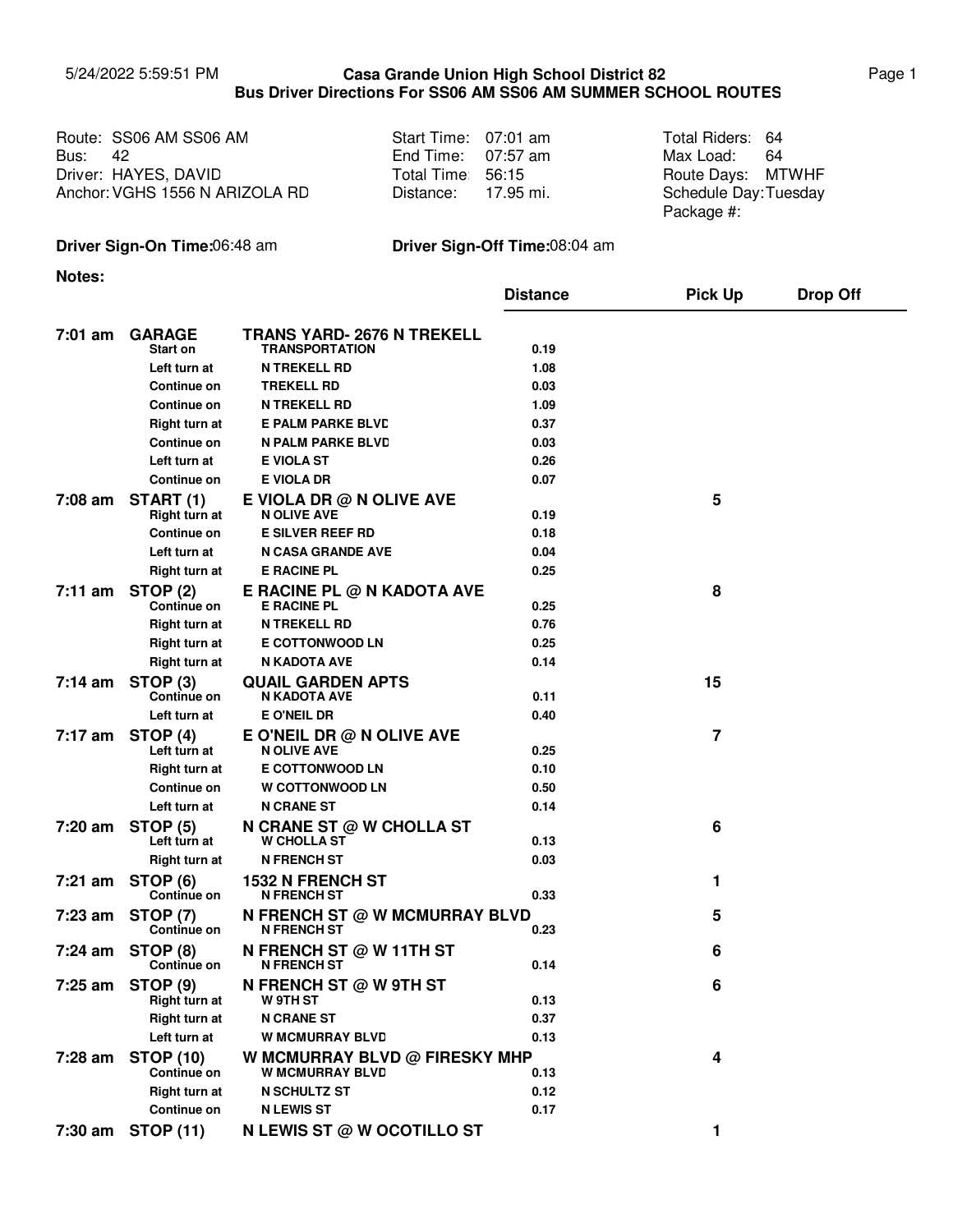5/24/2022 5:59:51 PM

# Casa Grande Union High School District 82
## Bus Driver Directions For SS06 AM SS06 AM SUMMER SCHOOL ROUTES

| | | |
|---|---|---|
| Route: SS06 AM SS06 AM | Start Time: 07:01 am | Total Riders: 64 |
| Bus: 42 | End Time: 07:57 am | Max Load: 64 |
| Driver: HAYES, DAVID | Total Time: 56:15 | Route Days: MTWHF |
| Anchor: VGHS 1556 N ARIZOLA RD | Distance: 17.95 mi. | Schedule Day: Tuesday |
| | | Package #: |

**Driver Sign-On Time:** 06:48 am **Driver Sign-Off Time:** 08:04 am

**Notes:**

| | | | Distance | Pick Up | Drop Off |
|---|---|---|---|---|---|
| **7:01 am** | **GARAGE** | **TRANS YARD- 2676 N TREKELL** | | | |
| | Start on | TRANSPORTATION | 0.19 | | |
| | Left turn at | N TREKELL RD | 1.08 | | |
| | Continue on | TREKELL RD | 0.03 | | |
| | Continue on | N TREKELL RD | 1.09 | | |
| | Right turn at | E PALM PARKE BLVD | 0.37 | | |
| | Continue on | N PALM PARKE BLVD | 0.03 | | |
| | Left turn at | E VIOLA ST | 0.26 | | |
| | Continue on | E VIOLA DR | 0.07 | | |
| **7:08 am** | **START (1)** | **E VIOLA DR @ N OLIVE AVE** | | 5 | |
| | Right turn at | N OLIVE AVE | 0.19 | | |
| | Continue on | E SILVER REEF RD | 0.18 | | |
| | Left turn at | N CASA GRANDE AVE | 0.04 | | |
| | Right turn at | E RACINE PL | 0.25 | | |
| **7:11 am** | **STOP (2)** | **E RACINE PL @ N KADOTA AVE** | | 8 | |
| | Continue on | E RACINE PL | 0.25 | | |
| | Right turn at | N TREKELL RD | 0.76 | | |
| | Right turn at | E COTTONWOOD LN | 0.25 | | |
| | Right turn at | N KADOTA AVE | 0.14 | | |
| **7:14 am** | **STOP (3)** | **QUAIL GARDEN APTS** | | 15 | |
| | Continue on | N KADOTA AVE | 0.11 | | |
| | Left turn at | E O'NEIL DR | 0.40 | | |
| **7:17 am** | **STOP (4)** | **E O'NEIL DR @ N OLIVE AVE** | | 7 | |
| | Left turn at | N OLIVE AVE | 0.25 | | |
| | Right turn at | E COTTONWOOD LN | 0.10 | | |
| | Continue on | W COTTONWOOD LN | 0.50 | | |
| | Left turn at | N CRANE ST | 0.14 | | |
| **7:20 am** | **STOP (5)** | **N CRANE ST @ W CHOLLA ST** | | 6 | |
| | Left turn at | W CHOLLA ST | 0.13 | | |
| | Right turn at | N FRENCH ST | 0.03 | | |
| **7:21 am** | **STOP (6)** | **1532 N FRENCH ST** | | 1 | |
| | Continue on | N FRENCH ST | 0.33 | | |
| **7:23 am** | **STOP (7)** | **N FRENCH ST @ W MCMURRAY BLVD** | | 5 | |
| | Continue on | N FRENCH ST | 0.23 | | |
| **7:24 am** | **STOP (8)** | **N FRENCH ST @ W 11TH ST** | | 6 | |
| | Continue on | N FRENCH ST | 0.14 | | |
| **7:25 am** | **STOP (9)** | **N FRENCH ST @ W 9TH ST** | | 6 | |
| | Right turn at | W 9TH ST | 0.13 | | |
| | Right turn at | N CRANE ST | 0.37 | | |
| | Left turn at | W MCMURRAY BLVD | 0.13 | | |
| **7:28 am** | **STOP (10)** | **W MCMURRAY BLVD @ FIRESKY MHP** | | 4 | |
| | Continue on | W MCMURRAY BLVD | 0.13 | | |
| | Right turn at | N SCHULTZ ST | 0.12 | | |
| | Continue on | N LEWIS ST | 0.17 | | |
| **7:30 am** | **STOP (11)** | **N LEWIS ST @ W OCOTILLO ST** | | 1 | |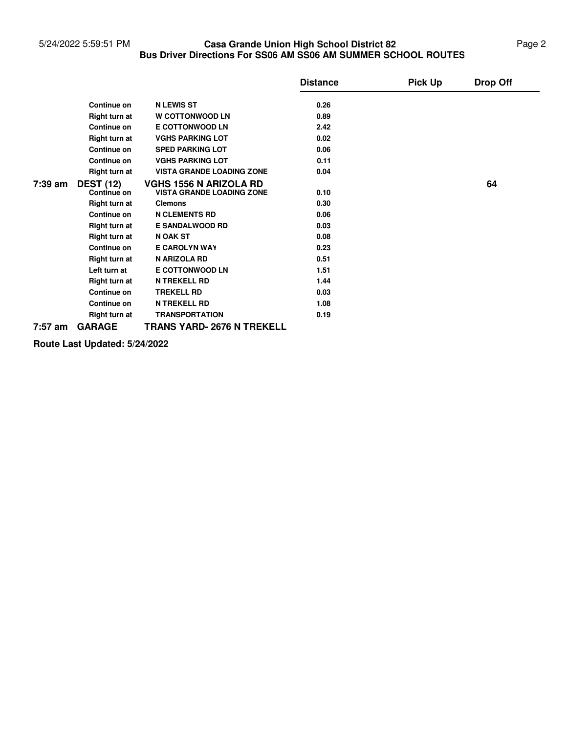| | | | Distance | Pick Up | Drop Off |
|---|---|---|---|---|---|
| | Continue on | N LEWIS ST | 0.26 | | |
| | Right turn at | W COTTONWOOD LN | 0.89 | | |
| | Continue on | E COTTONWOOD LN | 2.42 | | |
| | Right turn at | VGHS PARKING LOT | 0.02 | | |
| | Continue on | SPED PARKING LOT | 0.06 | | |
| | Continue on | VGHS PARKING LOT | 0.11 | | |
| | Right turn at | VISTA GRANDE LOADING ZONE | 0.04 | | |
| **7:39 am** | **DEST (12)** | **VGHS 1556 N ARIZOLA RD** | | | **64** |
| | Continue on | VISTA GRANDE LOADING ZONE | 0.10 | | |
| | Right turn at | Clemons | 0.30 | | |
| | Continue on | N CLEMENTS RD | 0.06 | | |
| | Right turn at | E SANDALWOOD RD | 0.03 | | |
| | Right turn at | N OAK ST | 0.08 | | |
| | Continue on | E CAROLYN WAY | 0.23 | | |
| | Right turn at | N ARIZOLA RD | 0.51 | | |
| | Left turn at | E COTTONWOOD LN | 1.51 | | |
| | Right turn at | N TREKELL RD | 1.44 | | |
| | Continue on | TREKELL RD | 0.03 | | |
| | Continue on | N TREKELL RD | 1.08 | | |
| | Right turn at | TRANSPORTATION | 0.19 | | |
| **7:57 am** | **GARAGE** | **TRANS YARD- 2676 N TREKELL** | | | |

**Route Last Updated: 5/24/2022**